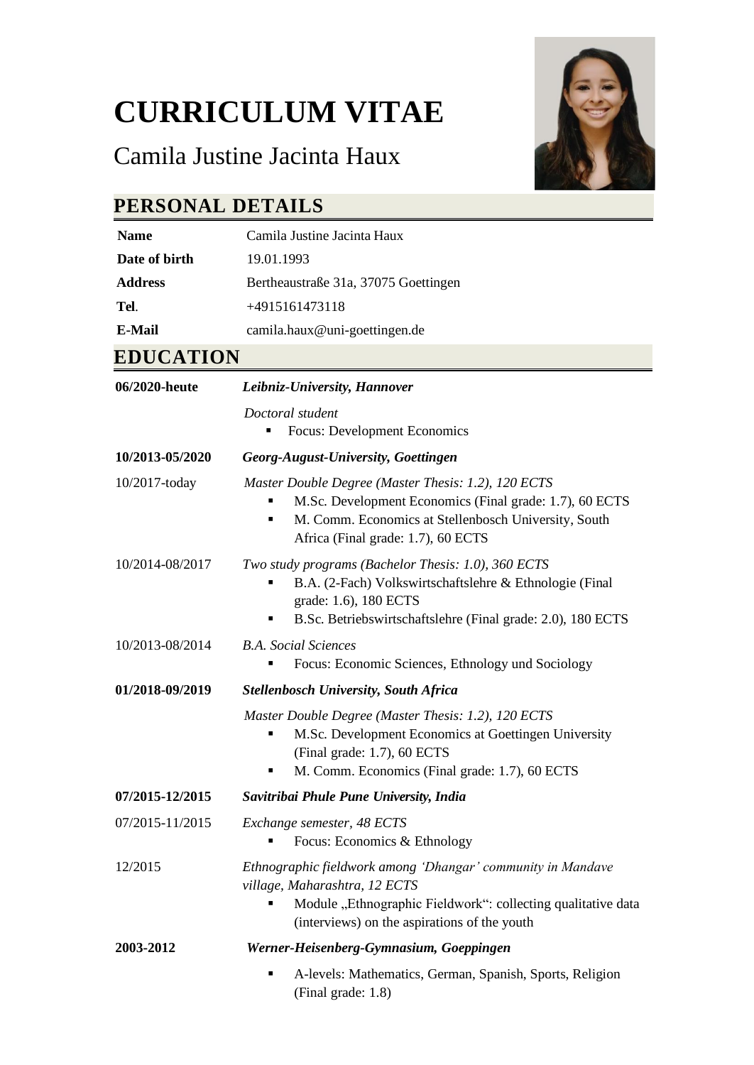# CURRICULUM VITAE

Camila Justine Jacinta Haux

## PERSONAL DETAILS

| | |
|---|---|
| **Name** | Camila Justine Jacinta Haux |
| **Date of birth** | 19.01.1993 |
| **Address** | Bertheaustraße 31a, 37075 Goettingen |
| **Tel.** | +4915161473118 |
| **E-Mail** | camila.haux@uni-goettingen.de |

## EDUCATION

**06/2020-heute** — ***Leibniz-University, Hannover***

*Doctoral student*
- Focus: Development Economics

**10/2013-05/2020** — ***Georg-August-University, Goettingen***

10/2017-today — *Master Double Degree (Master Thesis: 1.2), 120 ECTS*
- M.Sc. Development Economics (Final grade: 1.7), 60 ECTS
- M. Comm. Economics at Stellenbosch University, South Africa (Final grade: 1.7), 60 ECTS

10/2014-08/2017 — *Two study programs (Bachelor Thesis: 1.0), 360 ECTS*
- B.A. (2-Fach) Volkswirtschaftslehre & Ethnologie (Final grade: 1.6), 180 ECTS
- B.Sc. Betriebswirtschaftslehre (Final grade: 2.0), 180 ECTS

10/2013-08/2014 — *B.A. Social Sciences*
- Focus: Economic Sciences, Ethnology und Sociology

**01/2018-09/2019** — ***Stellenbosch University, South Africa***

*Master Double Degree (Master Thesis: 1.2), 120 ECTS*
- M.Sc. Development Economics at Goettingen University (Final grade: 1.7), 60 ECTS
- M. Comm. Economics (Final grade: 1.7), 60 ECTS

**07/2015-12/2015** — ***Savitribai Phule Pune University, India***

07/2015-11/2015 — *Exchange semester, 48 ECTS*
- Focus: Economics & Ethnology

12/2015 — *Ethnographic fieldwork among 'Dhangar' community in Mandave village, Maharashtra, 12 ECTS*
- Module „Ethnographic Fieldwork": collecting qualitative data (interviews) on the aspirations of the youth

**2003-2012** — ***Werner-Heisenberg-Gymnasium, Goeppingen***

- A-levels: Mathematics, German, Spanish, Sports, Religion (Final grade: 1.8)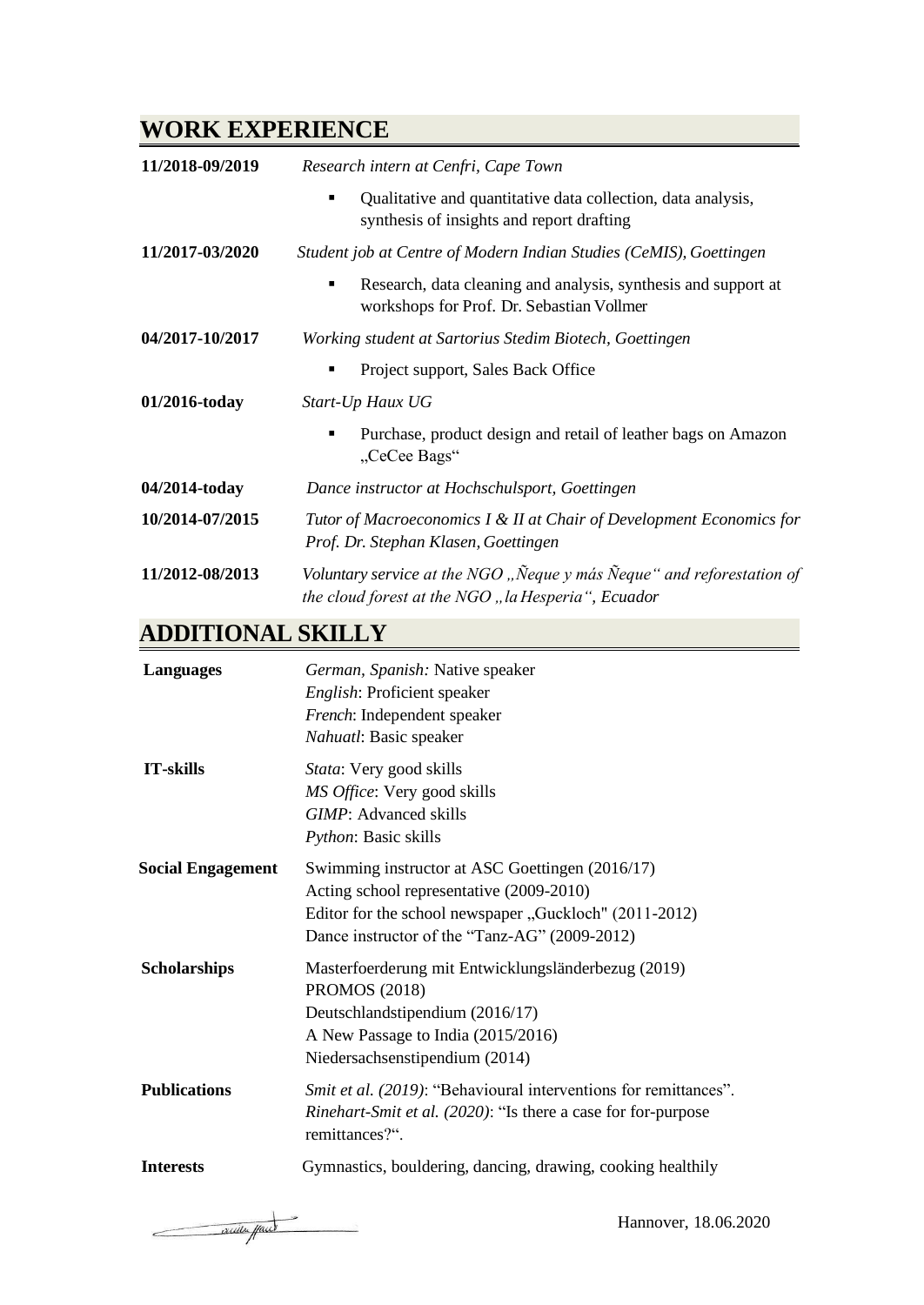## WORK EXPERIENCE

**11/2018-09/2019** *Research intern at Cenfri, Cape Town*

- Qualitative and quantitative data collection, data analysis, synthesis of insights and report drafting

**11/2017-03/2020** *Student job at Centre of Modern Indian Studies (CeMIS), Goettingen*

- Research, data cleaning and analysis, synthesis and support at workshops for Prof. Dr. Sebastian Vollmer

**04/2017-10/2017** *Working student at Sartorius Stedim Biotech, Goettingen*

- Project support, Sales Back Office

**01/2016-today** *Start-Up Haux UG*

- Purchase, product design and retail of leather bags on Amazon „CeCee Bags"

**04/2014-today** *Dance instructor at Hochschulsport, Goettingen*

**10/2014-07/2015** *Tutor of Macroeconomics I & II at Chair of Development Economics for Prof. Dr. Stephan Klasen, Goettingen*

**11/2012-08/2013** *Voluntary service at the NGO „Ñeque y más Ñeque" and reforestation of the cloud forest at the NGO „la Hesperia", Ecuador*

## ADDITIONAL SKILLY

**Languages**
*German, Spanish:* Native speaker
*English*: Proficient speaker
*French*: Independent speaker
*Nahuatl*: Basic speaker

**IT-skills**
*Stata*: Very good skills
*MS Office*: Very good skills
*GIMP*: Advanced skills
*Python*: Basic skills

**Social Engagement**
Swimming instructor at ASC Goettingen (2016/17)
Acting school representative (2009-2010)
Editor for the school newspaper „Guckloch" (2011-2012)
Dance instructor of the "Tanz-AG" (2009-2012)

**Scholarships**
Masterfoerderung mit Entwicklungsländerbezug (2019)
PROMOS (2018)
Deutschlandstipendium (2016/17)
A New Passage to India (2015/2016)
Niedersachsenstipendium (2014)

**Publications**
*Smit et al. (2019)*: "Behavioural interventions for remittances".
*Rinehart-Smit et al. (2020)*: "Is there a case for for-purpose remittances?".

**Interests**
Gymnastics, bouldering, dancing, drawing, cooking healthily

Hannover, 18.06.2020